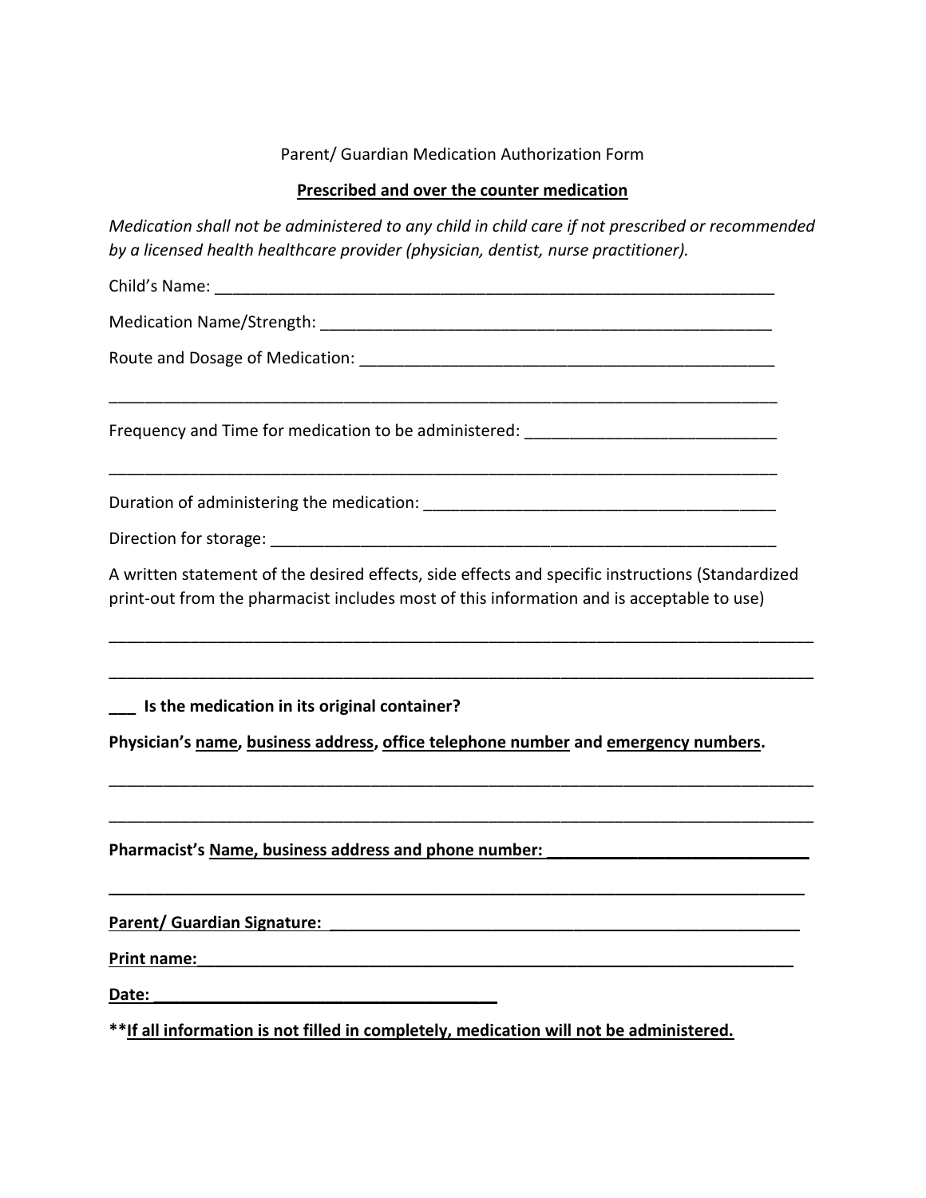Parent/ Guardian Medication Authorization Form

**<u>Prescribed and over the counter medication</u>**

*Medication shall not be administered to any child in child care if not prescribed or recommended by a licensed health healthcare provider (physician, dentist, nurse practitioner).*

Child's Name: ________________________________________________________________

Medication Name/Strength: _____________________________________________________

Route and Dosage of Medication: ________________________________________________

______________________________________________________________________________

Frequency and Time for medication to be administered: ____________________________

______________________________________________________________________________

Duration of administering the medication: _________________________________________

Direction for storage: __________________________________________________________

A written statement of the desired effects, side effects and specific instructions (Standardized print-out from the pharmacist includes most of this information and is acceptable to use)

______________________________________________________________________________

______________________________________________________________________________

**___ Is the medication in its original container?**

**Physician's <u>name</u>, <u>business address</u>, <u>office telephone number</u> and <u>emergency numbers</u>.**

______________________________________________________________________________

______________________________________________________________________________

**Pharmacist's <u>Name, business address and phone number:</u> _____________________________**

______________________________________________________________________________

**<u>Parent/ Guardian Signature:</u> ____________________________________________________**

**<u>Print name:</u>_________________________________________________________________**

**<u>Date:</u> ______________________________________**

**\*\*<u>If all information is not filled in completely, medication will not be administered.</u>**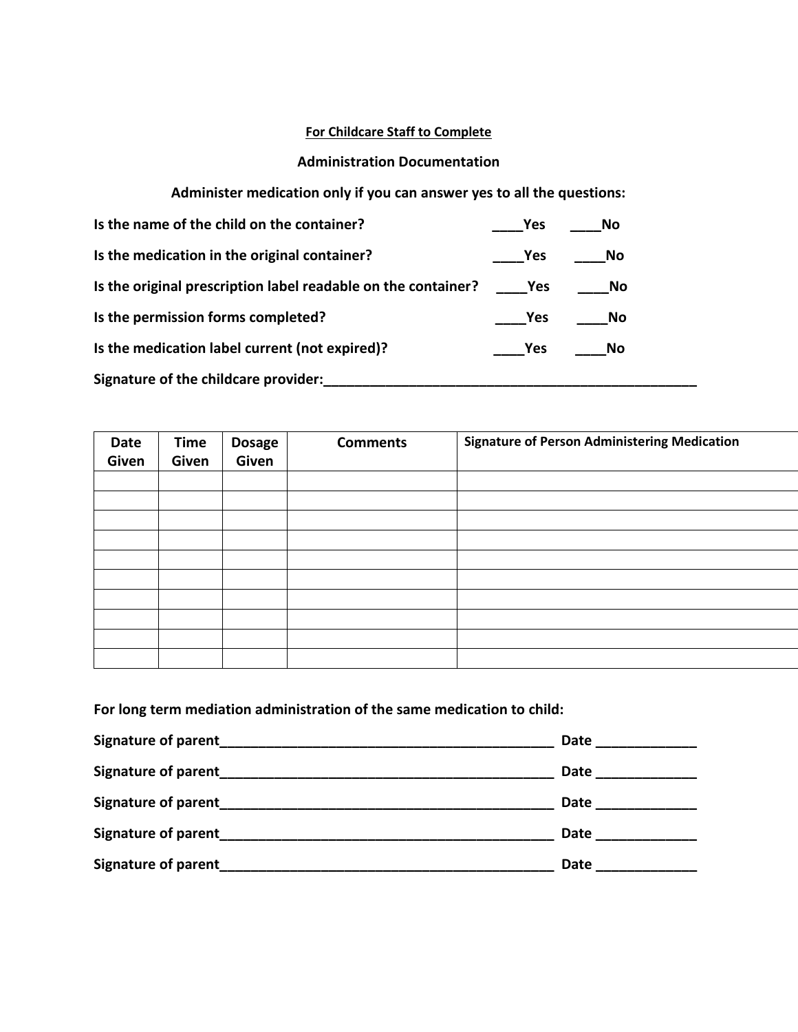**For Childcare Staff to Complete**

**Administration Documentation**

**Administer medication only if you can answer yes to all the questions:**

**Is the name of the child on the container?** ____Yes ____No

**Is the medication in the original container?** ____Yes ____No

**Is the original prescription label readable on the container?** ____Yes ____No

**Is the permission forms completed?** ____Yes ____No

**Is the medication label current (not expired)?** ____Yes ____No

**Signature of the childcare provider:**_____________________________________________________

| Date Given | Time Given | Dosage Given | Comments | Signature of Person Administering Medication |
|---|---|---|---|---|
| | | | | |
| | | | | |
| | | | | |
| | | | | |
| | | | | |
| | | | | |
| | | | | |
| | | | | |
| | | | | |
| | | | | |

**For long term mediation administration of the same medication to child:**

**Signature of parent**______________________________________________ **Date** _____________

**Signature of parent**______________________________________________ **Date** _____________

**Signature of parent**______________________________________________ **Date** _____________

**Signature of parent**______________________________________________ **Date** _____________

**Signature of parent**______________________________________________ **Date** _____________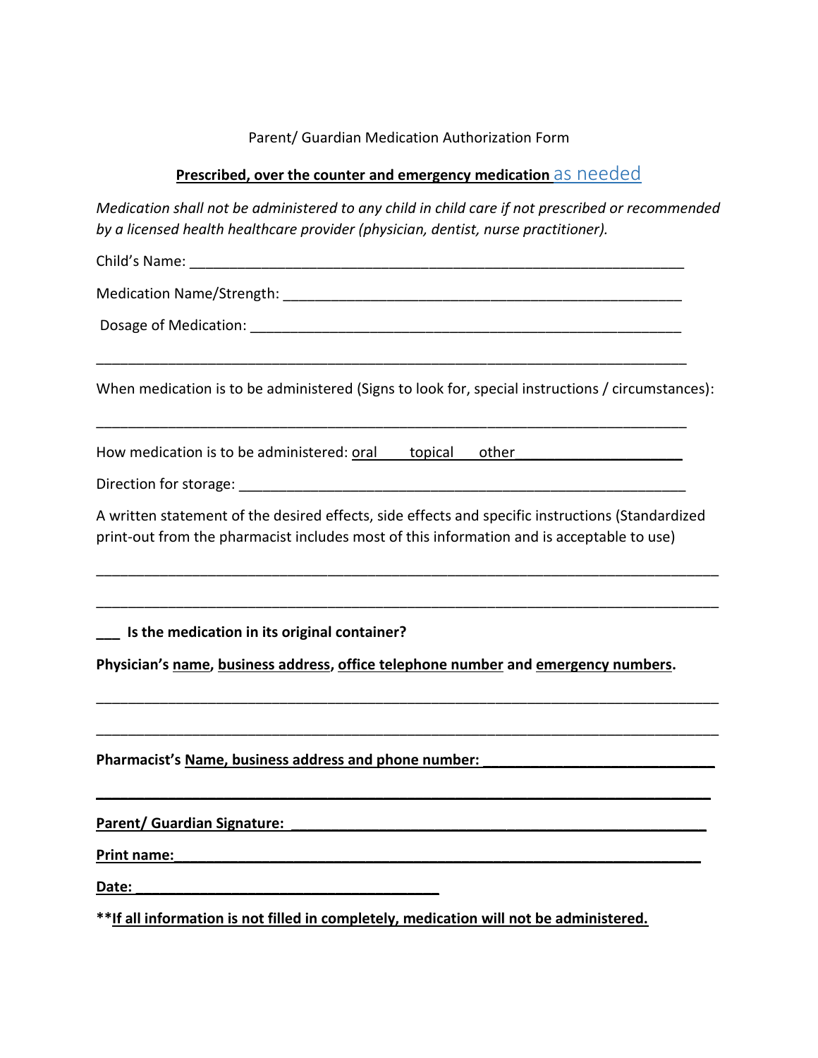Parent/ Guardian Medication Authorization Form

**Prescribed, over the counter and emergency medication** as needed

*Medication shall not be administered to any child in child care if not prescribed or recommended by a licensed health healthcare provider (physician, dentist, nurse practitioner).*

Child's Name: ___________________________________________________________

Medication Name/Strength: ______________________________________________

Dosage of Medication: __________________________________________________

_________________________________________________________________________

When medication is to be administered (Signs to look for, special instructions / circumstances):

_________________________________________________________________________

How medication is to be administered: oral      topical      other____________________

Direction for storage: ___________________________________________________

A written statement of the desired effects, side effects and specific instructions (Standardized print-out from the pharmacist includes most of this information and is acceptable to use)

_________________________________________________________________________

_________________________________________________________________________

**___ Is the medication in its original container?**

**Physician's name, business address, office telephone number and emergency numbers.**

_________________________________________________________________________

_________________________________________________________________________

**Pharmacist's Name, business address and phone number: ____________________________**

_________________________________________________________________________

**Parent/ Guardian Signature: ____________________________________________**

**Print name:______________________________________________________________**

**Date: ___________________________________**

****If all information is not filled in completely, medication will not be administered.**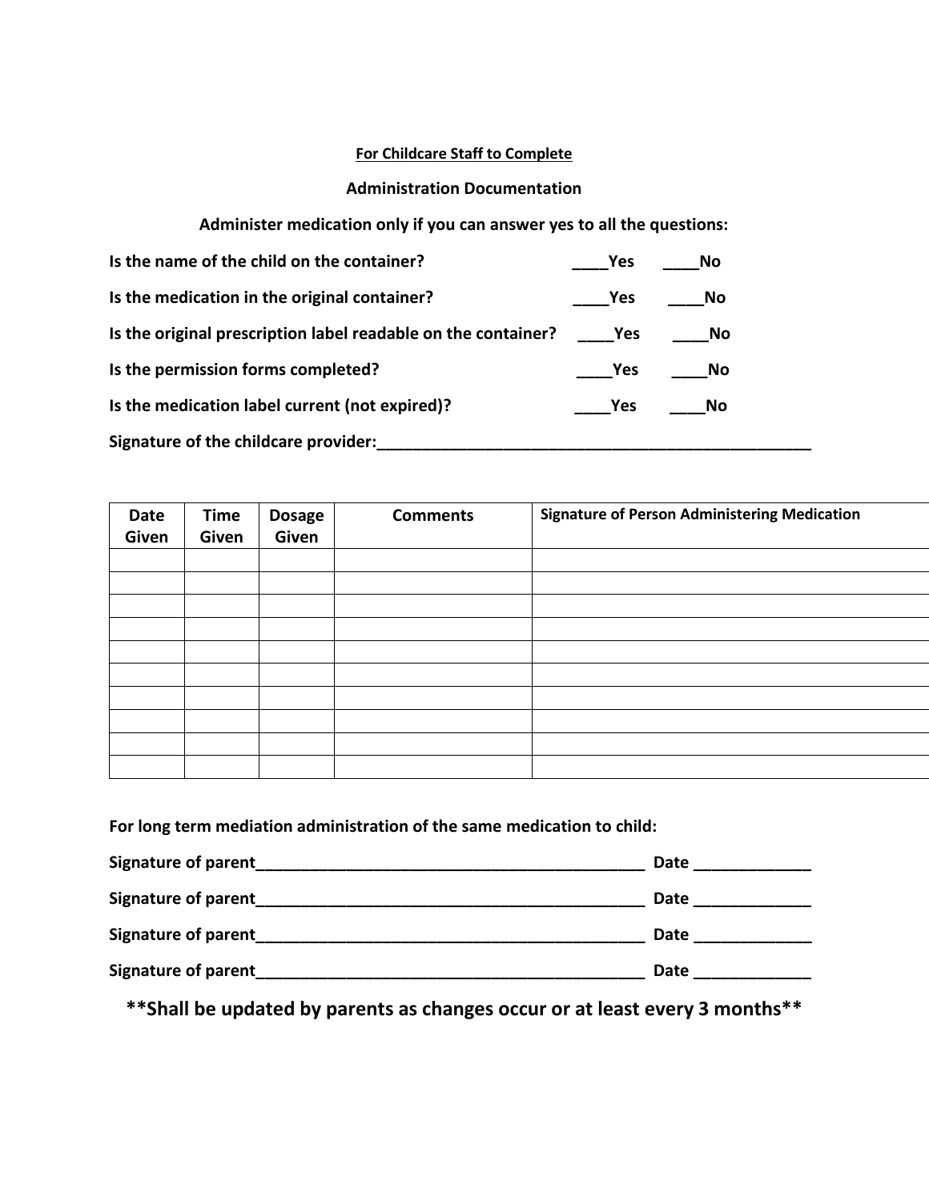**For Childcare Staff to Complete**

**Administration Documentation**

**Administer medication only if you can answer yes to all the questions:**

**Is the name of the child on the container?** ____Yes ____No

**Is the medication in the original container?** ____Yes ____No

**Is the original prescription label readable on the container?** ____Yes ____No

**Is the permission forms completed?** ____Yes ____No

**Is the medication label current (not expired)?** ____Yes ____No

**Signature of the childcare provider:**___________________________________________________

| Date Given | Time Given | Dosage Given | Comments | Signature of Person Administering Medication |
|---|---|---|---|---|
| | | | | |
| | | | | |
| | | | | |
| | | | | |
| | | | | |
| | | | | |
| | | | | |
| | | | | |
| | | | | |
| | | | | |

**For long term mediation administration of the same medication to child:**

**Signature of parent**_____________________________________________ **Date** _____________

**Signature of parent**_____________________________________________ **Date** _____________

**Signature of parent**_____________________________________________ **Date** _____________

**Signature of parent**_____________________________________________ **Date** _____________

**\*\*Shall be updated by parents as changes occur or at least every 3 months\*\***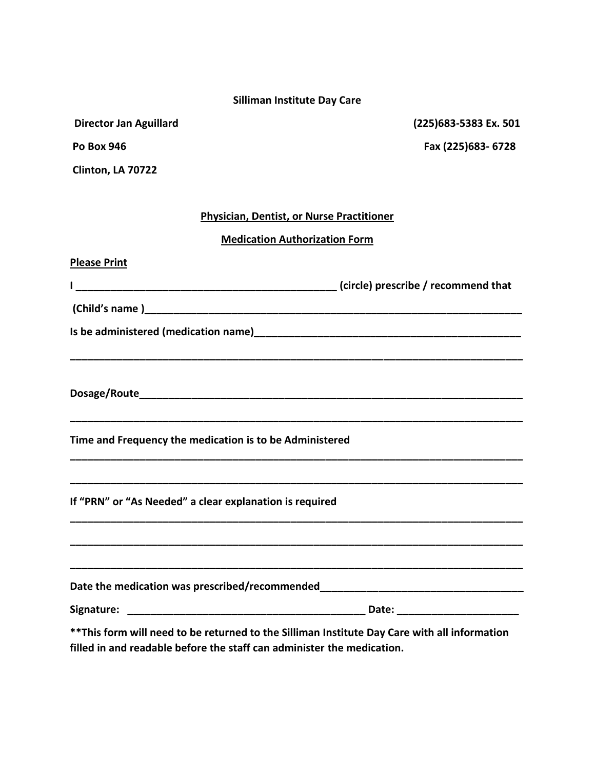**Silliman Institute Day Care**

**Director Jan Aguillard** **(225)683-5383 Ex. 501**

**Po Box 946** **Fax (225)683- 6728**

**Clinton, LA 70722**

**Physician, Dentist, or Nurse Practitioner**

**Medication Authorization Form**

**Please Print**

**I _____________________________________________ (circle) prescribe / recommend that**

**(Child's name )_________________________________________________________________**

**Is be administered (medication name)_____________________________________________**

**_____________________________________________________________________________**

**Dosage/Route__________________________________________________________________**

**_____________________________________________________________________________**

**Time and Frequency the medication is to be Administered**

**_____________________________________________________________________________**

**_____________________________________________________________________________**

**If "PRN" or "As Needed" a clear explanation is required**

**_____________________________________________________________________________**

**_____________________________________________________________________________**

**_____________________________________________________________________________**

**Date the medication was prescribed/recommended___________________________________**

**Signature: _________________________________________ Date: _____________________**

**\*\*This form will need to be returned to the Silliman Institute Day Care with all information filled in and readable before the staff can administer the medication.**